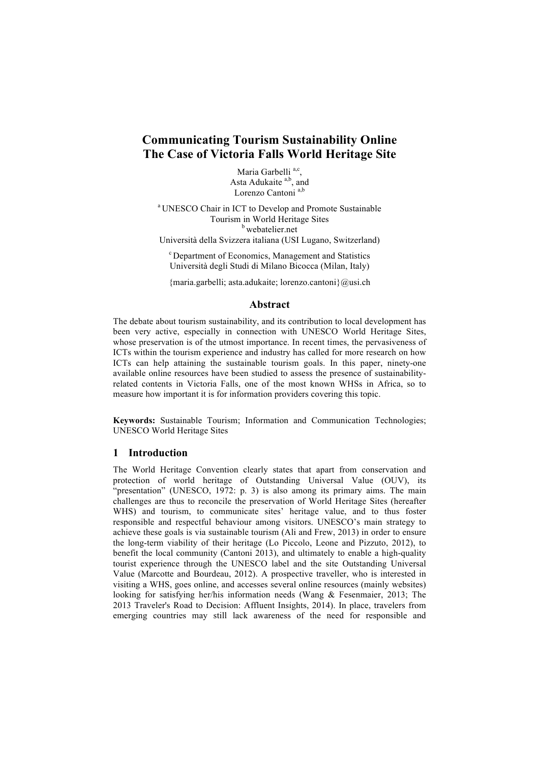# Communicating Tourism Sustainability Online
# The Case of Victoria Falls World Heritage Site

Maria Garbelli [a,c],
Asta Adukaite [a,b], and
Lorenzo Cantoni [a,b]

[a] UNESCO Chair in ICT to Develop and Promote Sustainable Tourism in World Heritage Sites
[b] webatelier.net
Università della Svizzera italiana (USI Lugano, Switzerland)

[c] Department of Economics, Management and Statistics
Università degli Studi di Milano Bicocca (Milan, Italy)

{maria.garbelli; asta.adukaite; lorenzo.cantoni}@usi.ch

## Abstract

The debate about tourism sustainability, and its contribution to local development has been very active, especially in connection with UNESCO World Heritage Sites, whose preservation is of the utmost importance. In recent times, the pervasiveness of ICTs within the tourism experience and industry has called for more research on how ICTs can help attaining the sustainable tourism goals. In this paper, ninety-one available online resources have been studied to assess the presence of sustainability-related contents in Victoria Falls, one of the most known WHSs in Africa, so to measure how important it is for information providers covering this topic.

**Keywords:** Sustainable Tourism; Information and Communication Technologies; UNESCO World Heritage Sites

## 1 Introduction

The World Heritage Convention clearly states that apart from conservation and protection of world heritage of Outstanding Universal Value (OUV), its "presentation" (UNESCO, 1972: p. 3) is also among its primary aims. The main challenges are thus to reconcile the preservation of World Heritage Sites (hereafter WHS) and tourism, to communicate sites' heritage value, and to thus foster responsible and respectful behaviour among visitors. UNESCO's main strategy to achieve these goals is via sustainable tourism (Ali and Frew, 2013) in order to ensure the long-term viability of their heritage (Lo Piccolo, Leone and Pizzuto, 2012), to benefit the local community (Cantoni 2013), and ultimately to enable a high-quality tourist experience through the UNESCO label and the site Outstanding Universal Value (Marcotte and Bourdeau, 2012). A prospective traveller, who is interested in visiting a WHS, goes online, and accesses several online resources (mainly websites) looking for satisfying her/his information needs (Wang & Fesenmaier, 2013; The 2013 Traveler's Road to Decision: Affluent Insights, 2014). In place, travelers from emerging countries may still lack awareness of the need for responsible and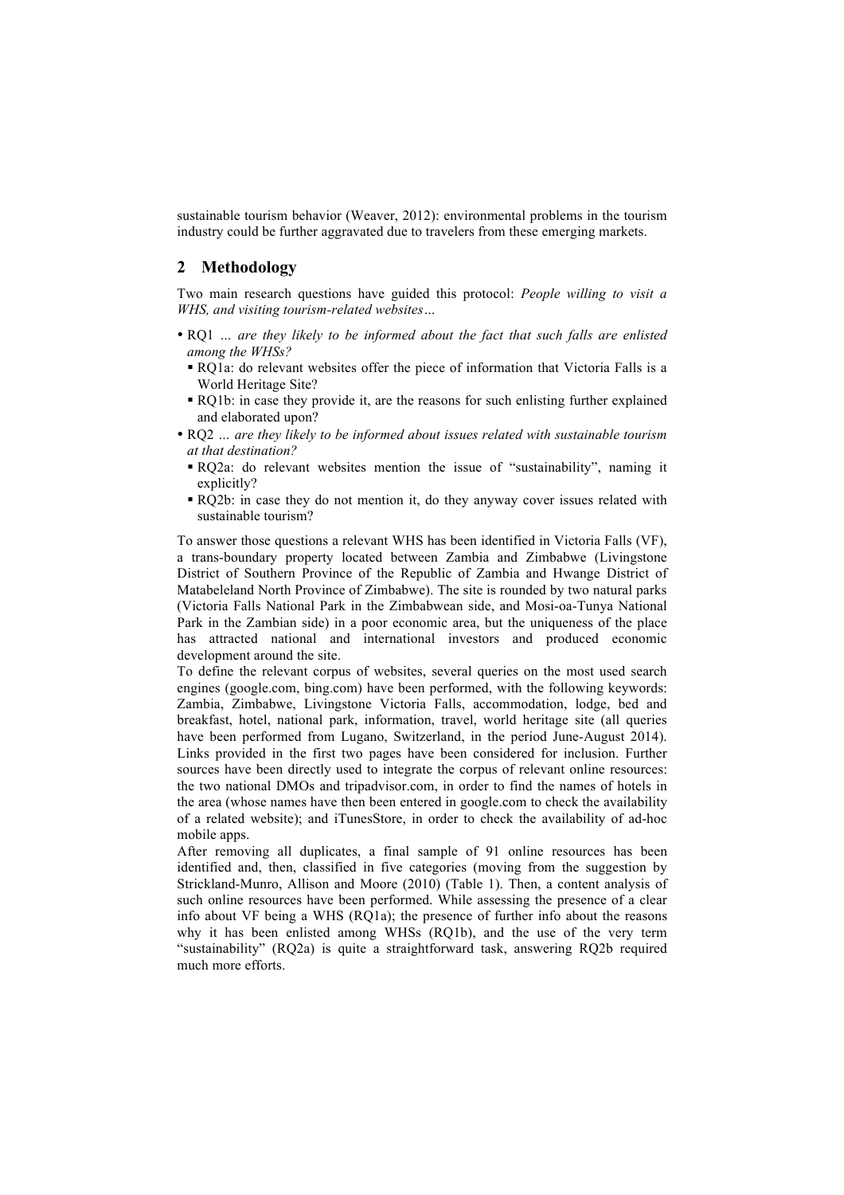sustainable tourism behavior (Weaver, 2012): environmental problems in the tourism industry could be further aggravated due to travelers from these emerging markets.

## 2 Methodology

Two main research questions have guided this protocol: *People willing to visit a WHS, and visiting tourism-related websites…*

- RQ1 *… are they likely to be informed about the fact that such falls are enlisted among the WHSs?*
  - RQ1a: do relevant websites offer the piece of information that Victoria Falls is a World Heritage Site?
  - RQ1b: in case they provide it, are the reasons for such enlisting further explained and elaborated upon?
- RQ2 *… are they likely to be informed about issues related with sustainable tourism at that destination?*
  - RQ2a: do relevant websites mention the issue of "sustainability", naming it explicitly?
  - RQ2b: in case they do not mention it, do they anyway cover issues related with sustainable tourism?

To answer those questions a relevant WHS has been identified in Victoria Falls (VF), a trans-boundary property located between Zambia and Zimbabwe (Livingstone District of Southern Province of the Republic of Zambia and Hwange District of Matabeleland North Province of Zimbabwe). The site is rounded by two natural parks (Victoria Falls National Park in the Zimbabwean side, and Mosi-oa-Tunya National Park in the Zambian side) in a poor economic area, but the uniqueness of the place has attracted national and international investors and produced economic development around the site.

To define the relevant corpus of websites, several queries on the most used search engines (google.com, bing.com) have been performed, with the following keywords: Zambia, Zimbabwe, Livingstone Victoria Falls, accommodation, lodge, bed and breakfast, hotel, national park, information, travel, world heritage site (all queries have been performed from Lugano, Switzerland, in the period June-August 2014). Links provided in the first two pages have been considered for inclusion. Further sources have been directly used to integrate the corpus of relevant online resources: the two national DMOs and tripadvisor.com, in order to find the names of hotels in the area (whose names have then been entered in google.com to check the availability of a related website); and iTunesStore, in order to check the availability of ad-hoc mobile apps.

After removing all duplicates, a final sample of 91 online resources has been identified and, then, classified in five categories (moving from the suggestion by Strickland-Munro, Allison and Moore (2010) (Table 1). Then, a content analysis of such online resources have been performed. While assessing the presence of a clear info about VF being a WHS (RQ1a); the presence of further info about the reasons why it has been enlisted among WHSs (RQ1b), and the use of the very term "sustainability" (RQ2a) is quite a straightforward task, answering RQ2b required much more efforts.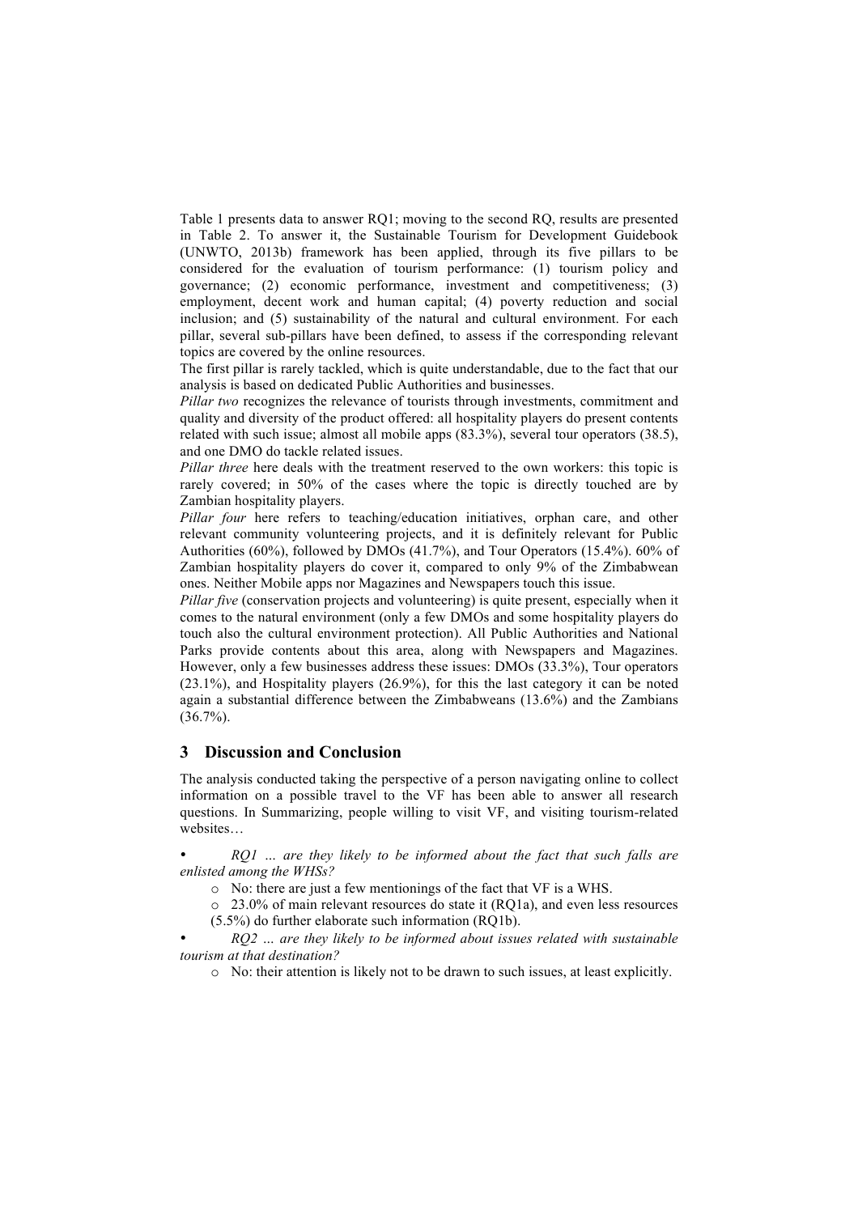Table 1 presents data to answer RQ1; moving to the second RQ, results are presented in Table 2. To answer it, the Sustainable Tourism for Development Guidebook (UNWTO, 2013b) framework has been applied, through its five pillars to be considered for the evaluation of tourism performance: (1) tourism policy and governance; (2) economic performance, investment and competitiveness; (3) employment, decent work and human capital; (4) poverty reduction and social inclusion; and (5) sustainability of the natural and cultural environment. For each pillar, several sub-pillars have been defined, to assess if the corresponding relevant topics are covered by the online resources.

The first pillar is rarely tackled, which is quite understandable, due to the fact that our analysis is based on dedicated Public Authorities and businesses.

*Pillar two* recognizes the relevance of tourists through investments, commitment and quality and diversity of the product offered: all hospitality players do present contents related with such issue; almost all mobile apps (83.3%), several tour operators (38.5), and one DMO do tackle related issues.

*Pillar three* here deals with the treatment reserved to the own workers: this topic is rarely covered; in 50% of the cases where the topic is directly touched are by Zambian hospitality players.

*Pillar four* here refers to teaching/education initiatives, orphan care, and other relevant community volunteering projects, and it is definitely relevant for Public Authorities (60%), followed by DMOs (41.7%), and Tour Operators (15.4%). 60% of Zambian hospitality players do cover it, compared to only 9% of the Zimbabwean ones. Neither Mobile apps nor Magazines and Newspapers touch this issue.

*Pillar five* (conservation projects and volunteering) is quite present, especially when it comes to the natural environment (only a few DMOs and some hospitality players do touch also the cultural environment protection). All Public Authorities and National Parks provide contents about this area, along with Newspapers and Magazines. However, only a few businesses address these issues: DMOs (33.3%), Tour operators (23.1%), and Hospitality players (26.9%), for this the last category it can be noted again a substantial difference between the Zimbabweans (13.6%) and the Zambians (36.7%).

## 3 Discussion and Conclusion

The analysis conducted taking the perspective of a person navigating online to collect information on a possible travel to the VF has been able to answer all research questions. In Summarizing, people willing to visit VF, and visiting tourism-related websites…

- *RQ1 … are they likely to be informed about the fact that such falls are enlisted among the WHSs?*
  - No: there are just a few mentionings of the fact that VF is a WHS.
  - 23.0% of main relevant resources do state it (RQ1a), and even less resources (5.5%) do further elaborate such information (RQ1b).
- *RQ2 … are they likely to be informed about issues related with sustainable tourism at that destination?*
  - No: their attention is likely not to be drawn to such issues, at least explicitly.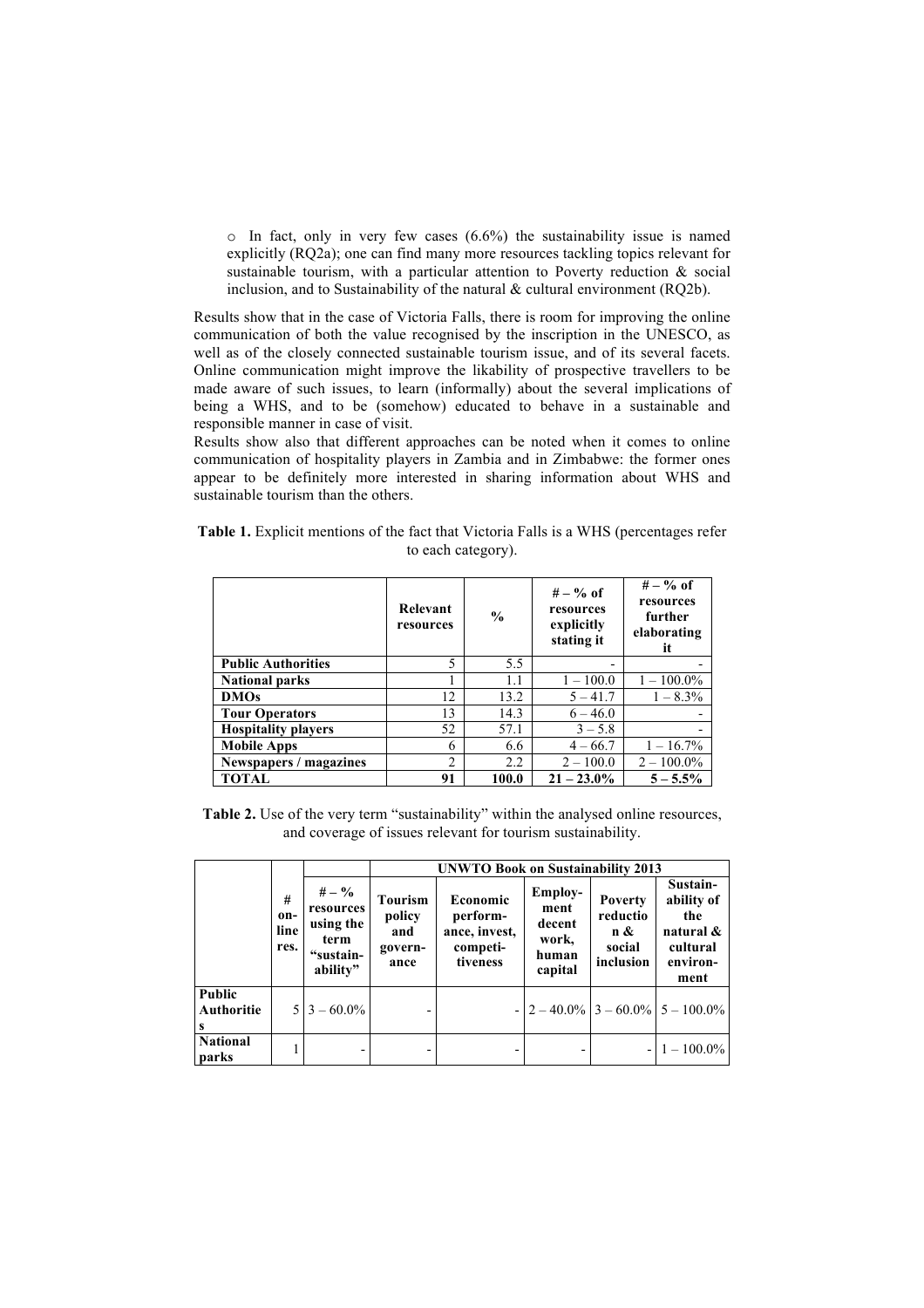- In fact, only in very few cases (6.6%) the sustainability issue is named explicitly (RQ2a); one can find many more resources tackling topics relevant for sustainable tourism, with a particular attention to Poverty reduction & social inclusion, and to Sustainability of the natural & cultural environment (RQ2b).

Results show that in the case of Victoria Falls, there is room for improving the online communication of both the value recognised by the inscription in the UNESCO, as well as of the closely connected sustainable tourism issue, and of its several facets. Online communication might improve the likability of prospective travellers to be made aware of such issues, to learn (informally) about the several implications of being a WHS, and to be (somehow) educated to behave in a sustainable and responsible manner in case of visit.

Results show also that different approaches can be noted when it comes to online communication of hospitality players in Zambia and in Zimbabwe: the former ones appear to be definitely more interested in sharing information about WHS and sustainable tourism than the others.

**Table 1.** Explicit mentions of the fact that Victoria Falls is a WHS (percentages refer to each category).

| | Relevant resources | % | # – % of resources explicitly stating it | # – % of resources further elaborating it |
|---|---|---|---|---|
| **Public Authorities** | 5 | 5.5 | - | - |
| **National parks** | 1 | 1.1 | 1 – 100.0 | 1 – 100.0% |
| **DMOs** | 12 | 13.2 | 5 – 41.7 | 1 – 8.3% |
| **Tour Operators** | 13 | 14.3 | 6 – 46.0 | - |
| **Hospitality players** | 52 | 57.1 | 3 – 5.8 | - |
| **Mobile Apps** | 6 | 6.6 | 4 – 66.7 | 1 – 16.7% |
| **Newspapers / magazines** | 2 | 2.2 | 2 – 100.0 | 2 – 100.0% |
| **TOTAL** | **91** | **100.0** | **21 – 23.0%** | **5 – 5.5%** |

**Table 2.** Use of the very term "sustainability" within the analysed online resources, and coverage of issues relevant for tourism sustainability.

| | | | UNWTO Book on Sustainability 2013 | | | | |
|---|---|---|---|---|---|---|---|
| | # on-line res. | # – % resources using the term "sustain-ability" | Tourism policy and govern-ance | Economic perform-ance, invest, competi-tiveness | Employ-ment decent work, human capital | Poverty reduction & social inclusion | Sustain-ability of the natural & cultural environ-ment |
| **Public Authorities** | 5 | 3 – 60.0% | - | - | 2 – 40.0% | 3 – 60.0% | 5 – 100.0% |
| **National parks** | 1 | - | - | - | - | - | 1 – 100.0% |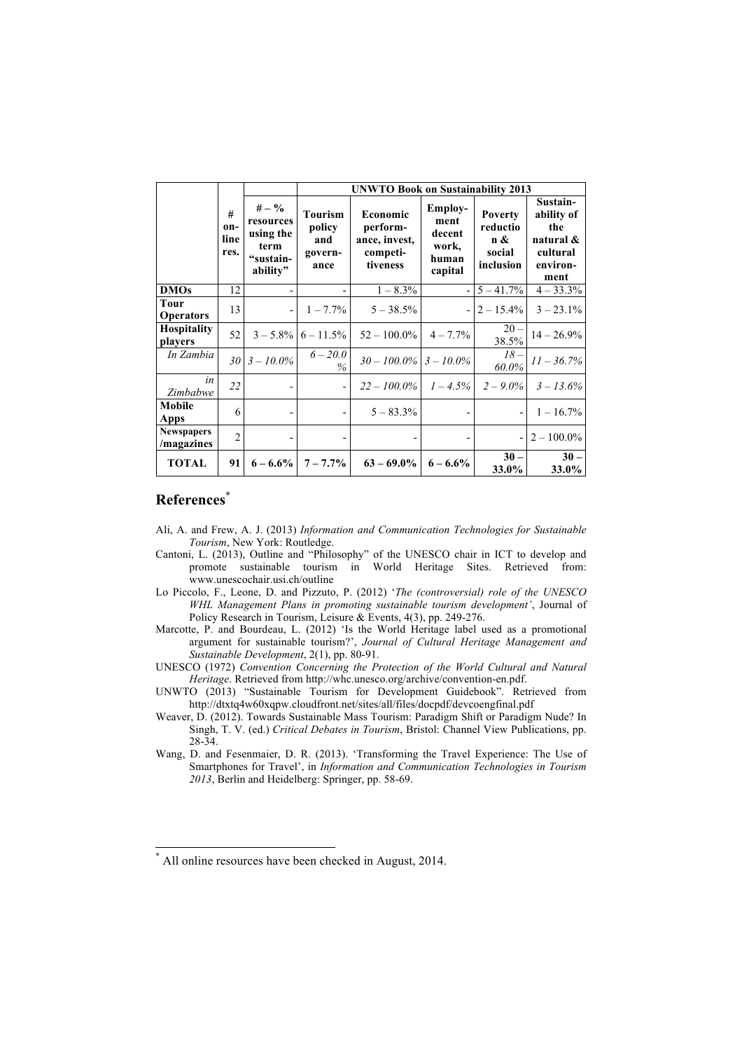| | # on-line res. | # – % resources using the term "sustain-ability" | UNWTO Book on Sustainability 2013 | | | | |
|---|---|---|---|---|---|---|---|
| | | | Tourism policy and govern-ance | Economic perform-ance, invest, competi-tiveness | Employ-ment decent work, human capital | Poverty reduction & social inclusion | Sustain-ability of the natural & cultural environ-ment |
| **DMOs** | 12 | - | - | 1 – 8.3% | - | 5 – 41.7% | 4 – 33.3% |
| **Tour Operators** | 13 | - | 1 – 7.7% | 5 – 38.5% | - | 2 – 15.4% | 3 – 23.1% |
| **Hospitality players** | 52 | 3 – 5.8% | 6 – 11.5% | 52 – 100.0% | 4 – 7.7% | 20 – 38.5% | 14 – 26.9% |
| *In Zambia* | *30* | *3 – 10.0%* | *6 – 20.0 %* | *30 – 100.0%* | *3 – 10.0%* | *18 – 60.0%* | *11 – 36.7%* |
| *in Zimbabwe* | *22* | - | - | *22 – 100.0%* | *1 – 4.5%* | *2 – 9.0%* | *3 – 13.6%* |
| **Mobile Apps** | 6 | - | - | 5 – 83.3% | - | - | 1 – 16.7% |
| **Newspapers /magazines** | 2 | - | - | - | - | - | 2 – 100.0% |
| **TOTAL** | **91** | **6 – 6.6%** | **7 – 7.7%** | **63 – 69.0%** | **6 – 6.6%** | **30 – 33.0%** | **30 – 33.0%** |

## References*

Ali, A. and Frew, A. J. (2013) *Information and Communication Technologies for Sustainable Tourism*, New York: Routledge.

Cantoni, L. (2013), Outline and "Philosophy" of the UNESCO chair in ICT to develop and promote sustainable tourism in World Heritage Sites. Retrieved from: www.unescochair.usi.ch/outline

Lo Piccolo, F., Leone, D. and Pizzuto, P. (2012) '*The (controversial) role of the UNESCO WHL Management Plans in promoting sustainable tourism development'*, Journal of Policy Research in Tourism, Leisure & Events, 4(3), pp. 249-276.

Marcotte, P. and Bourdeau, L. (2012) 'Is the World Heritage label used as a promotional argument for sustainable tourism?', *Journal of Cultural Heritage Management and Sustainable Development*, 2(1), pp. 80-91.

UNESCO (1972) *Convention Concerning the Protection of the World Cultural and Natural Heritage*. Retrieved from http://whc.unesco.org/archive/convention-en.pdf.

UNWTO (2013) "Sustainable Tourism for Development Guidebook". Retrieved from http://dtxtq4w60xqpw.cloudfront.net/sites/all/files/docpdf/devcoengfinal.pdf

Weaver, D. (2012). Towards Sustainable Mass Tourism: Paradigm Shift or Paradigm Nude? In Singh, T. V. (ed.) *Critical Debates in Tourism*, Bristol: Channel View Publications, pp. 28-34.

Wang, D. and Fesenmaier, D. R. (2013). 'Transforming the Travel Experience: The Use of Smartphones for Travel', in *Information and Communication Technologies in Tourism 2013*, Berlin and Heidelberg: Springer, pp. 58-69.

* All online resources have been checked in August, 2014.